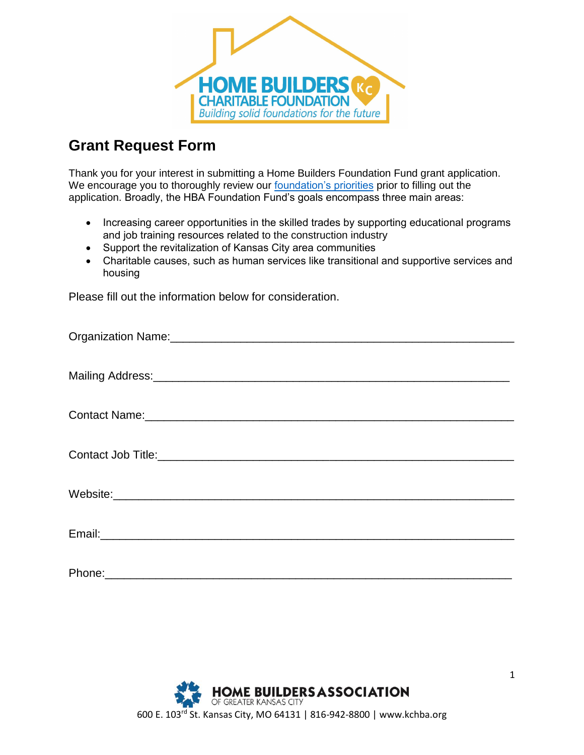# Grant Request Form

Thank you for your interest in submitting a Home Builders Foundation Fund grant application. We encourage you to thoroughly review our foundation's priorities prior to filling out the application. Broadly, the HBA Foundation Fund's goals encompass three main areas:

- Increasing career opportunities in the skilled trades by supporting educational programs and job training resources related to the construction industry
- Support the revitalization of Kansas City area communities
- Charitable causes, such as human services like transitional and supportive services and housing

Please fill out the information below for consideration.

Organization Name:_______________________________________________________

Mailing Address:_________________________________________________________

Contact Name:___________________________________________________________

Contact Job Title:________________________________________________________

Website:________________________________________________________________

Email:__________________________________________________________________

Phone:_________________________________________________________________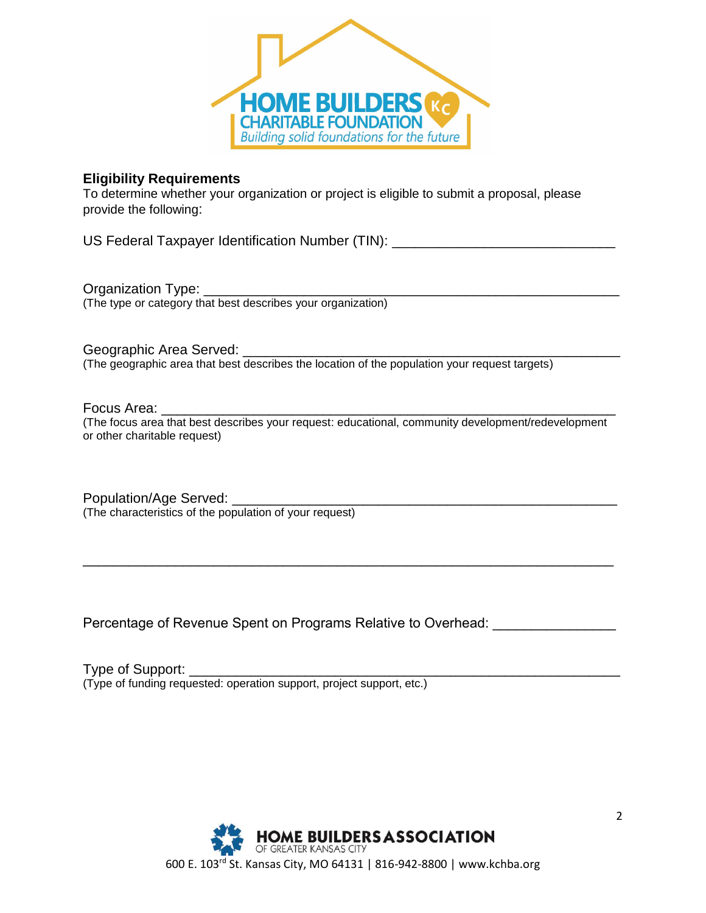## Eligibility Requirements

To determine whether your organization or project is eligible to submit a proposal, please provide the following:

US Federal Taxpayer Identification Number (TIN): ____________________________

Organization Type: ____________________________________________________
(The type or category that best describes your organization)

Geographic Area Served: ______________________________________________
(The geographic area that best describes the location of the population your request targets)

Focus Area: _________________________________________________________
(The focus area that best describes your request: educational, community development/redevelopment or other charitable request)

Population/Age Served: _______________________________________________
(The characteristics of the population of your request)

___________________________________________________________________

Percentage of Revenue Spent on Programs Relative to Overhead: _______________

Type of Support: ______________________________________________________
(Type of funding requested: operation support, project support, etc.)

HOME BUILDERS ASSOCIATION OF GREATER KANSAS CITY

600 E. 103rd St. Kansas City, MO 64131 | 816-942-8800 | www.kchba.org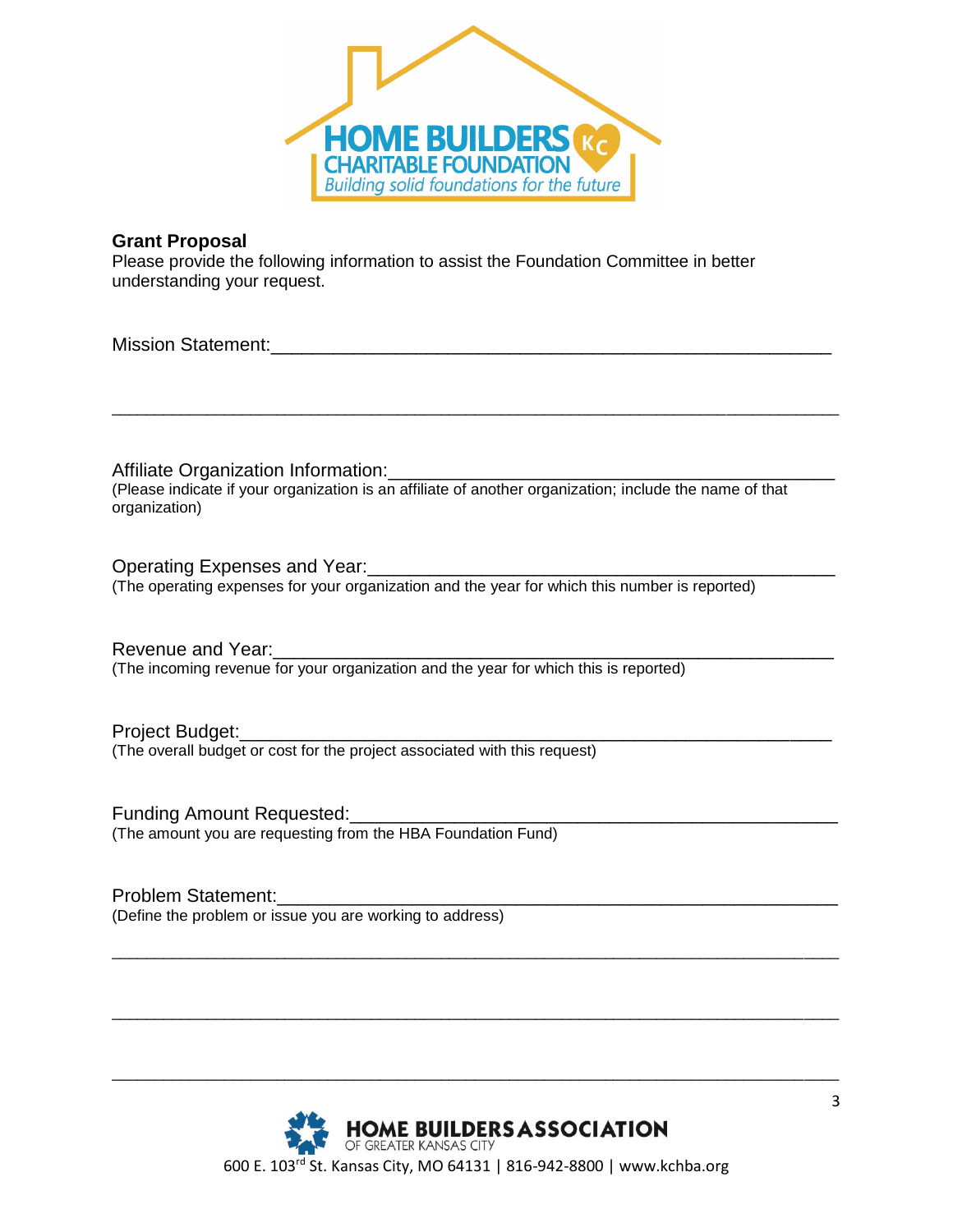HOME BUILDERS CHARITABLE FOUNDATION
Building solid foundations for the future

**Grant Proposal**

Please provide the following information to assist the Foundation Committee in better understanding your request.

Mission Statement:\_\_\_\_\_\_\_\_\_\_\_\_\_\_\_\_\_\_\_\_\_\_\_\_\_\_\_\_\_\_\_\_\_\_\_\_\_\_\_\_\_\_\_\_\_\_\_\_\_\_

\_\_\_\_\_\_\_\_\_\_\_\_\_\_\_\_\_\_\_\_\_\_\_\_\_\_\_\_\_\_\_\_\_\_\_\_\_\_\_\_\_\_\_\_\_\_\_\_\_\_\_\_\_\_\_\_\_\_\_\_\_\_\_\_\_\_

Affiliate Organization Information:\_\_\_\_\_\_\_\_\_\_\_\_\_\_\_\_\_\_\_\_\_\_\_\_\_\_\_\_\_\_\_\_\_\_\_\_\_\_\_\_
(Please indicate if your organization is an affiliate of another organization; include the name of that organization)

Operating Expenses and Year:\_\_\_\_\_\_\_\_\_\_\_\_\_\_\_\_\_\_\_\_\_\_\_\_\_\_\_\_\_\_\_\_\_\_\_\_\_\_\_\_\_\_\_\_
(The operating expenses for your organization and the year for which this number is reported)

Revenue and Year:\_\_\_\_\_\_\_\_\_\_\_\_\_\_\_\_\_\_\_\_\_\_\_\_\_\_\_\_\_\_\_\_\_\_\_\_\_\_\_\_\_\_\_\_\_\_\_\_\_\_\_\_
(The incoming revenue for your organization and the year for which this is reported)

Project Budget:\_\_\_\_\_\_\_\_\_\_\_\_\_\_\_\_\_\_\_\_\_\_\_\_\_\_\_\_\_\_\_\_\_\_\_\_\_\_\_\_\_\_\_\_\_\_\_\_\_\_\_\_\_\_
(The overall budget or cost for the project associated with this request)

Funding Amount Requested:\_\_\_\_\_\_\_\_\_\_\_\_\_\_\_\_\_\_\_\_\_\_\_\_\_\_\_\_\_\_\_\_\_\_\_\_\_\_\_\_\_\_\_\_\_\_
(The amount you are requesting from the HBA Foundation Fund)

Problem Statement:\_\_\_\_\_\_\_\_\_\_\_\_\_\_\_\_\_\_\_\_\_\_\_\_\_\_\_\_\_\_\_\_\_\_\_\_\_\_\_\_\_\_\_\_\_\_\_\_\_\_\_
(Define the problem or issue you are working to address)

\_\_\_\_\_\_\_\_\_\_\_\_\_\_\_\_\_\_\_\_\_\_\_\_\_\_\_\_\_\_\_\_\_\_\_\_\_\_\_\_\_\_\_\_\_\_\_\_\_\_\_\_\_\_\_\_\_\_\_\_\_\_\_\_\_\_

\_\_\_\_\_\_\_\_\_\_\_\_\_\_\_\_\_\_\_\_\_\_\_\_\_\_\_\_\_\_\_\_\_\_\_\_\_\_\_\_\_\_\_\_\_\_\_\_\_\_\_\_\_\_\_\_\_\_\_\_\_\_\_\_\_\_

\_\_\_\_\_\_\_\_\_\_\_\_\_\_\_\_\_\_\_\_\_\_\_\_\_\_\_\_\_\_\_\_\_\_\_\_\_\_\_\_\_\_\_\_\_\_\_\_\_\_\_\_\_\_\_\_\_\_\_\_\_\_\_\_\_\_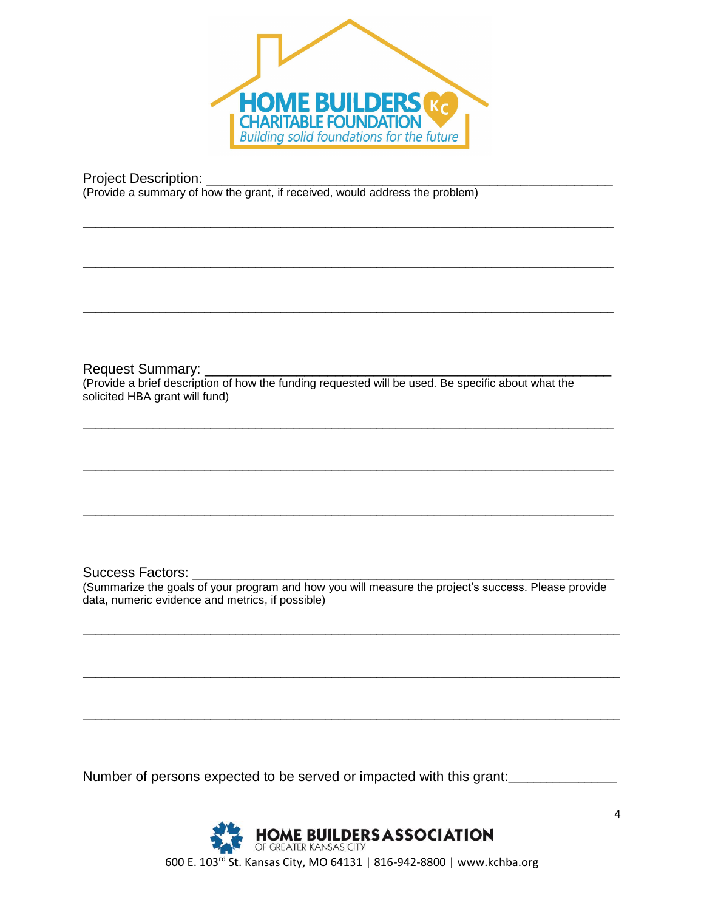Project Description: ______________________________________________________

(Provide a summary of how the grant, if received, would address the problem)

_____________________________________________________________________________

_____________________________________________________________________________

_____________________________________________________________________________

Request Summary: ________________________________________________________

(Provide a brief description of how the funding requested will be used. Be specific about what the solicited HBA grant will fund)

_____________________________________________________________________________

_____________________________________________________________________________

_____________________________________________________________________________

Success Factors: _________________________________________________________

(Summarize the goals of your program and how you will measure the project's success. Please provide data, numeric evidence and metrics, if possible)

_____________________________________________________________________________

_____________________________________________________________________________

_____________________________________________________________________________

Number of persons expected to be served or impacted with this grant:______________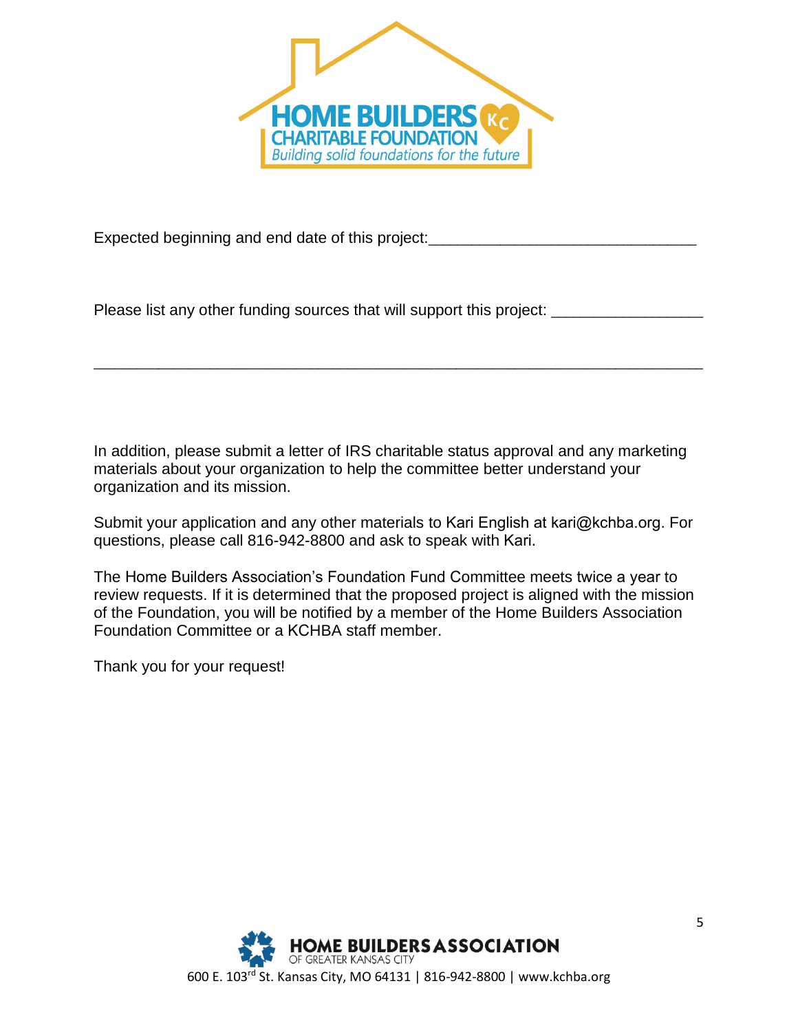Expected beginning and end date of this project:_______________________________

Please list any other funding sources that will support this project: _________________

______________________________________________________________________

In addition, please submit a letter of IRS charitable status approval and any marketing materials about your organization to help the committee better understand your organization and its mission.

Submit your application and any other materials to Kari English at kari@kchba.org. For questions, please call 816-942-8800 and ask to speak with Kari.

The Home Builders Association's Foundation Fund Committee meets twice a year to review requests. If it is determined that the proposed project is aligned with the mission of the Foundation, you will be notified by a member of the Home Builders Association Foundation Committee or a KCHBA staff member.

Thank you for your request!